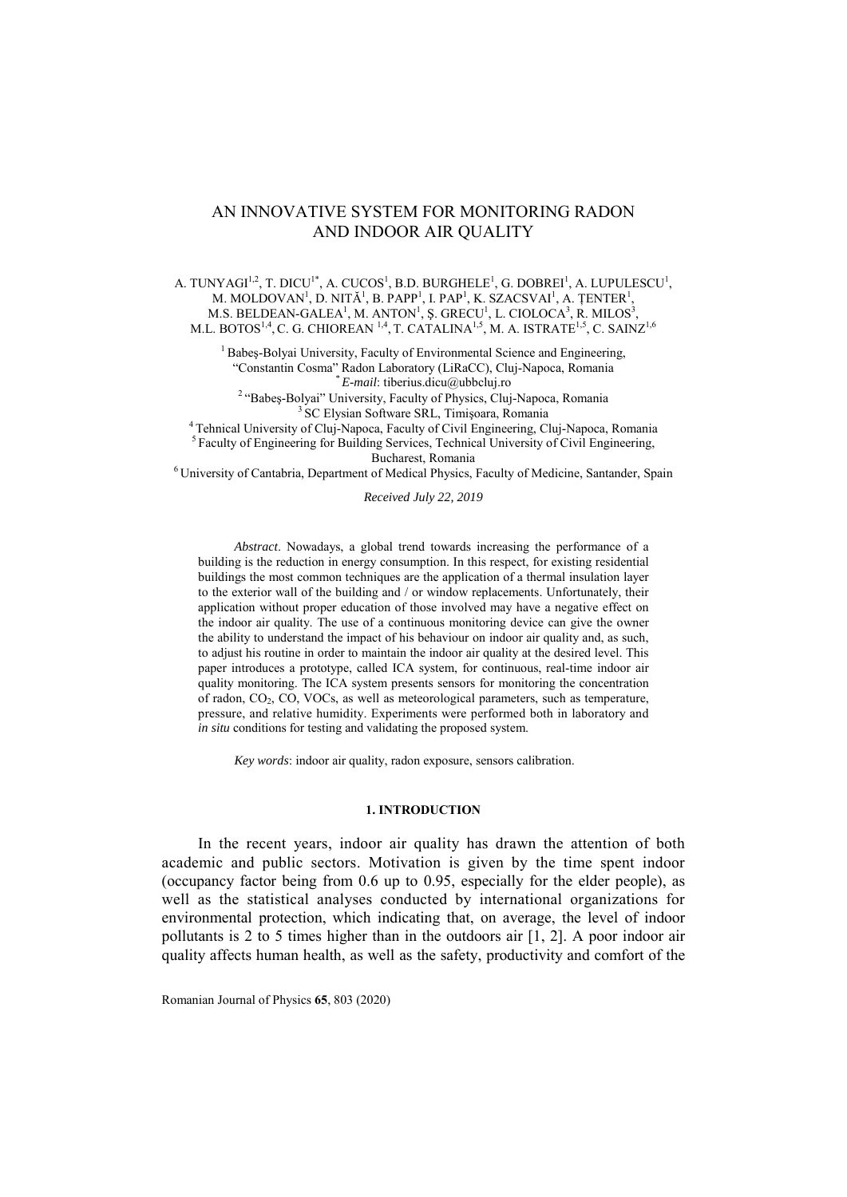# AN INNOVATIVE SYSTEM FOR MONITORING RADON AND INDOOR AIR QUALITY

A. TUNYAGI[1,2], T. DICU[1*], A. CUCOS[1], B.D. BURGHELE[1], G. DOBREI[1], A. LUPULESCU[1], M. MOLDOVAN[1], D. NIȚĂ[1], B. PAPP[1], I. PAP[1], K. SZACSVAI[1], A. ȚENTER[1], M.S. BELDEAN-GALEA[1], M. ANTON[1], Ş. GRECU[1], L. CIOLOCA[3], R. MILOS[3], M.L. BOTOS[1,4], C. G. CHIOREAN [1,4], T. CATALINA[1,5], M. A. ISTRATE[1,5], C. SAINZ[1,6]

[1] Babeş-Bolyai University, Faculty of Environmental Science and Engineering, "Constantin Cosma" Radon Laboratory (LiRaCC), Cluj-Napoca, Romania
[*] *E-mail*: tiberius.dicu@ubbcluj.ro
[2] "Babeş-Bolyai" University, Faculty of Physics, Cluj-Napoca, Romania
[3] SC Elysian Software SRL, Timişoara, Romania
[4] Tehnical University of Cluj-Napoca, Faculty of Civil Engineering, Cluj-Napoca, Romania
[5] Faculty of Engineering for Building Services, Technical University of Civil Engineering, Bucharest, Romania
[6] University of Cantabria, Department of Medical Physics, Faculty of Medicine, Santander, Spain

*Received July 22, 2019*

*Abstract*. Nowadays, a global trend towards increasing the performance of a building is the reduction in energy consumption. In this respect, for existing residential buildings the most common techniques are the application of a thermal insulation layer to the exterior wall of the building and / or window replacements. Unfortunately, their application without proper education of those involved may have a negative effect on the indoor air quality. The use of a continuous monitoring device can give the owner the ability to understand the impact of his behaviour on indoor air quality and, as such, to adjust his routine in order to maintain the indoor air quality at the desired level. This paper introduces a prototype, called ICA system, for continuous, real-time indoor air quality monitoring. The ICA system presents sensors for monitoring the concentration of radon, $CO_2$, CO, VOCs, as well as meteorological parameters, such as temperature, pressure, and relative humidity. Experiments were performed both in laboratory and *in situ* conditions for testing and validating the proposed system.

*Key words*: indoor air quality, radon exposure, sensors calibration.

## 1. INTRODUCTION

In the recent years, indoor air quality has drawn the attention of both academic and public sectors. Motivation is given by the time spent indoor (occupancy factor being from 0.6 up to 0.95, especially for the elder people), as well as the statistical analyses conducted by international organizations for environmental protection, which indicating that, on average, the level of indoor pollutants is 2 to 5 times higher than in the outdoors air [1, 2]. A poor indoor air quality affects human health, as well as the safety, productivity and comfort of the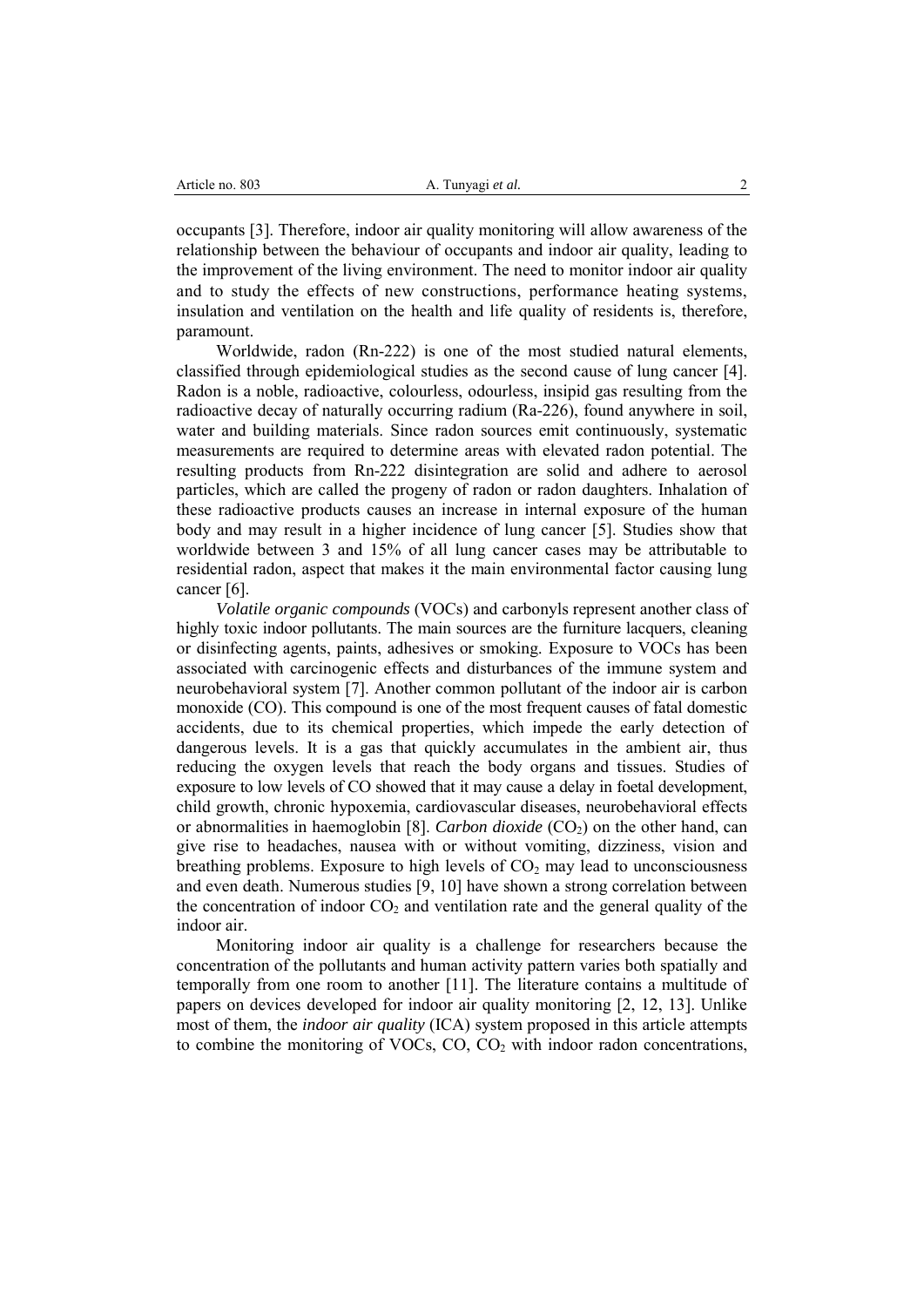occupants [3]. Therefore, indoor air quality monitoring will allow awareness of the relationship between the behaviour of occupants and indoor air quality, leading to the improvement of the living environment. The need to monitor indoor air quality and to study the effects of new constructions, performance heating systems, insulation and ventilation on the health and life quality of residents is, therefore, paramount.

Worldwide, radon (Rn-222) is one of the most studied natural elements, classified through epidemiological studies as the second cause of lung cancer [4]. Radon is a noble, radioactive, colourless, odourless, insipid gas resulting from the radioactive decay of naturally occurring radium (Ra-226), found anywhere in soil, water and building materials. Since radon sources emit continuously, systematic measurements are required to determine areas with elevated radon potential. The resulting products from Rn-222 disintegration are solid and adhere to aerosol particles, which are called the progeny of radon or radon daughters. Inhalation of these radioactive products causes an increase in internal exposure of the human body and may result in a higher incidence of lung cancer [5]. Studies show that worldwide between 3 and 15% of all lung cancer cases may be attributable to residential radon, aspect that makes it the main environmental factor causing lung cancer [6].

*Volatile organic compounds* (VOCs) and carbonyls represent another class of highly toxic indoor pollutants. The main sources are the furniture lacquers, cleaning or disinfecting agents, paints, adhesives or smoking. Exposure to VOCs has been associated with carcinogenic effects and disturbances of the immune system and neurobehavioral system [7]. Another common pollutant of the indoor air is carbon monoxide (CO). This compound is one of the most frequent causes of fatal domestic accidents, due to its chemical properties, which impede the early detection of dangerous levels. It is a gas that quickly accumulates in the ambient air, thus reducing the oxygen levels that reach the body organs and tissues. Studies of exposure to low levels of CO showed that it may cause a delay in foetal development, child growth, chronic hypoxemia, cardiovascular diseases, neurobehavioral effects or abnormalities in haemoglobin [8]. *Carbon dioxide* ($CO_2$) on the other hand, can give rise to headaches, nausea with or without vomiting, dizziness, vision and breathing problems. Exposure to high levels of $CO_2$ may lead to unconsciousness and even death. Numerous studies [9, 10] have shown a strong correlation between the concentration of indoor $CO_2$ and ventilation rate and the general quality of the indoor air.

Monitoring indoor air quality is a challenge for researchers because the concentration of the pollutants and human activity pattern varies both spatially and temporally from one room to another [11]. The literature contains a multitude of papers on devices developed for indoor air quality monitoring [2, 12, 13]. Unlike most of them, the *indoor air quality* (ICA) system proposed in this article attempts to combine the monitoring of VOCs, CO, $CO_2$ with indoor radon concentrations,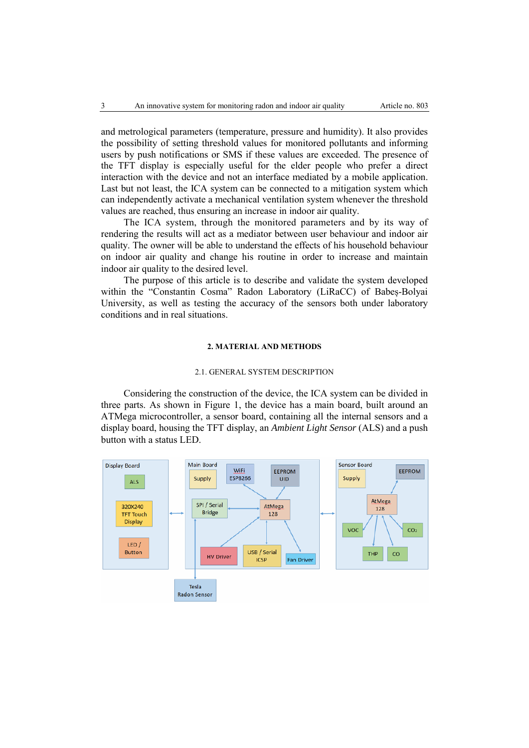and metrological parameters (temperature, pressure and humidity). It also provides the possibility of setting threshold values for monitored pollutants and informing users by push notifications or SMS if these values are exceeded. The presence of the TFT display is especially useful for the elder people who prefer a direct interaction with the device and not an interface mediated by a mobile application. Last but not least, the ICA system can be connected to a mitigation system which can independently activate a mechanical ventilation system whenever the threshold values are reached, thus ensuring an increase in indoor air quality.

The ICA system, through the monitored parameters and by its way of rendering the results will act as a mediator between user behaviour and indoor air quality. The owner will be able to understand the effects of his household behaviour on indoor air quality and change his routine in order to increase and maintain indoor air quality to the desired level.

The purpose of this article is to describe and validate the system developed within the "Constantin Cosma" Radon Laboratory (LiRaCC) of Babeș-Bolyai University, as well as testing the accuracy of the sensors both under laboratory conditions and in real situations.

## 2. MATERIAL AND METHODS

### 2.1. GENERAL SYSTEM DESCRIPTION

Considering the construction of the device, the ICA system can be divided in three parts. As shown in Figure 1, the device has a main board, built around an ATMega microcontroller, a sensor board, containing all the internal sensors and a display board, housing the TFT display, an *Ambient Light Sensor* (ALS) and a push button with a status LED.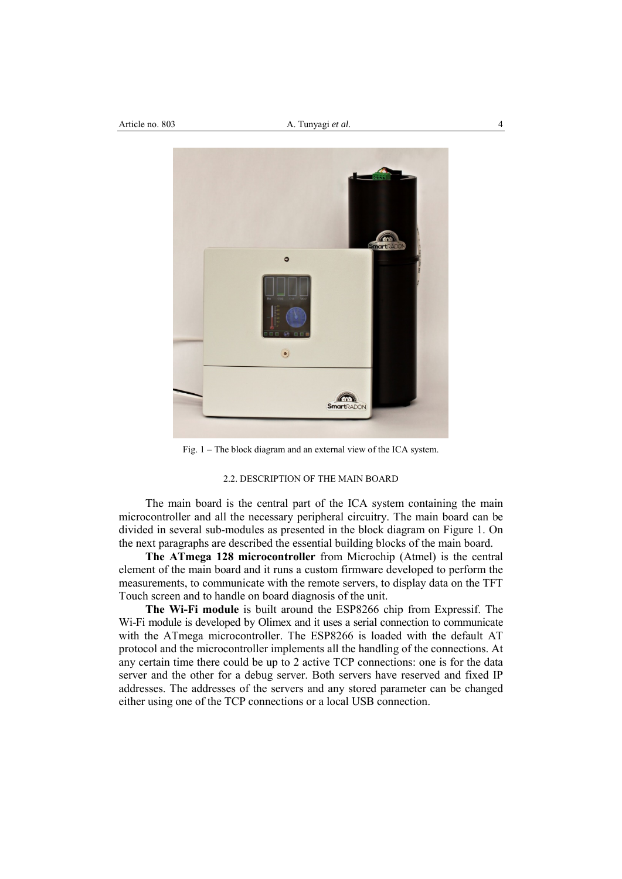Fig. 1 – The block diagram and an external view of the ICA system.

### 2.2. DESCRIPTION OF THE MAIN BOARD

The main board is the central part of the ICA system containing the main microcontroller and all the necessary peripheral circuitry. The main board can be divided in several sub-modules as presented in the block diagram on Figure 1. On the next paragraphs are described the essential building blocks of the main board.

**The ATmega 128 microcontroller** from Microchip (Atmel) is the central element of the main board and it runs a custom firmware developed to perform the measurements, to communicate with the remote servers, to display data on the TFT Touch screen and to handle on board diagnosis of the unit.

**The Wi-Fi module** is built around the ESP8266 chip from Expressif. The Wi-Fi module is developed by Olimex and it uses a serial connection to communicate with the ATmega microcontroller. The ESP8266 is loaded with the default AT protocol and the microcontroller implements all the handling of the connections. At any certain time there could be up to 2 active TCP connections: one is for the data server and the other for a debug server. Both servers have reserved and fixed IP addresses. The addresses of the servers and any stored parameter can be changed either using one of the TCP connections or a local USB connection.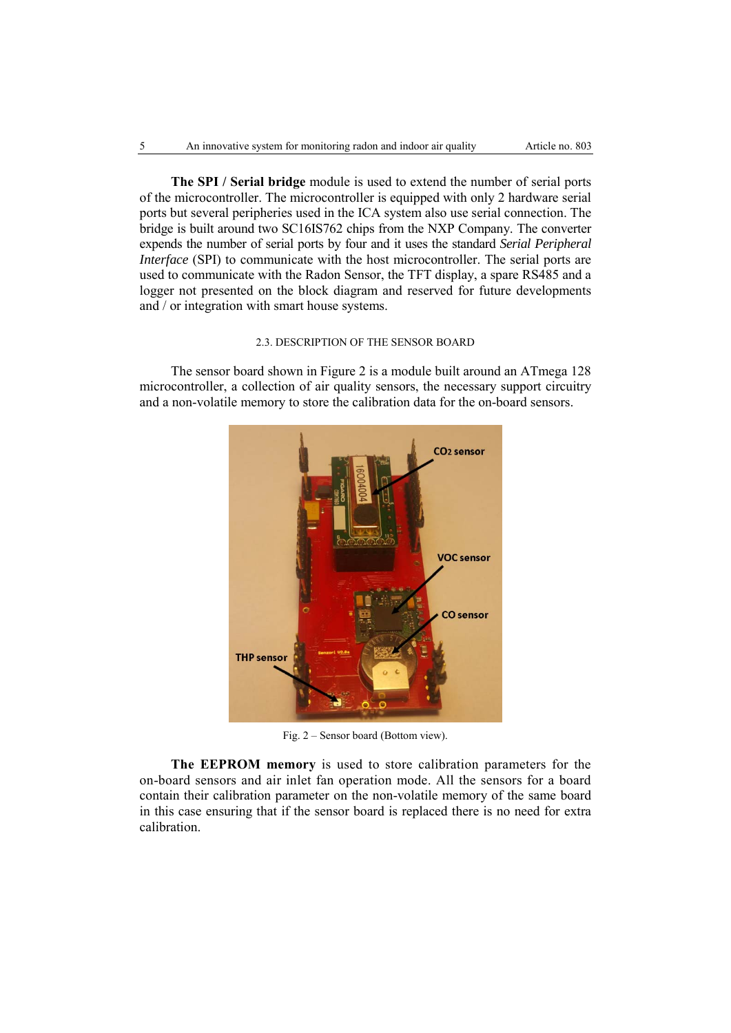**The SPI / Serial bridge** module is used to extend the number of serial ports of the microcontroller. The microcontroller is equipped with only 2 hardware serial ports but several peripheries used in the ICA system also use serial connection. The bridge is built around two SC16IS762 chips from the NXP Company. The converter expends the number of serial ports by four and it uses the standard *Serial Peripheral Interface* (SPI) to communicate with the host microcontroller. The serial ports are used to communicate with the Radon Sensor, the TFT display, a spare RS485 and a logger not presented on the block diagram and reserved for future developments and / or integration with smart house systems.

### 2.3. DESCRIPTION OF THE SENSOR BOARD

The sensor board shown in Figure 2 is a module built around an ATmega 128 microcontroller, a collection of air quality sensors, the necessary support circuitry and a non-volatile memory to store the calibration data for the on-board sensors.

Fig. 2 – Sensor board (Bottom view).

**The EEPROM memory** is used to store calibration parameters for the on-board sensors and air inlet fan operation mode. All the sensors for a board contain their calibration parameter on the non-volatile memory of the same board in this case ensuring that if the sensor board is replaced there is no need for extra calibration.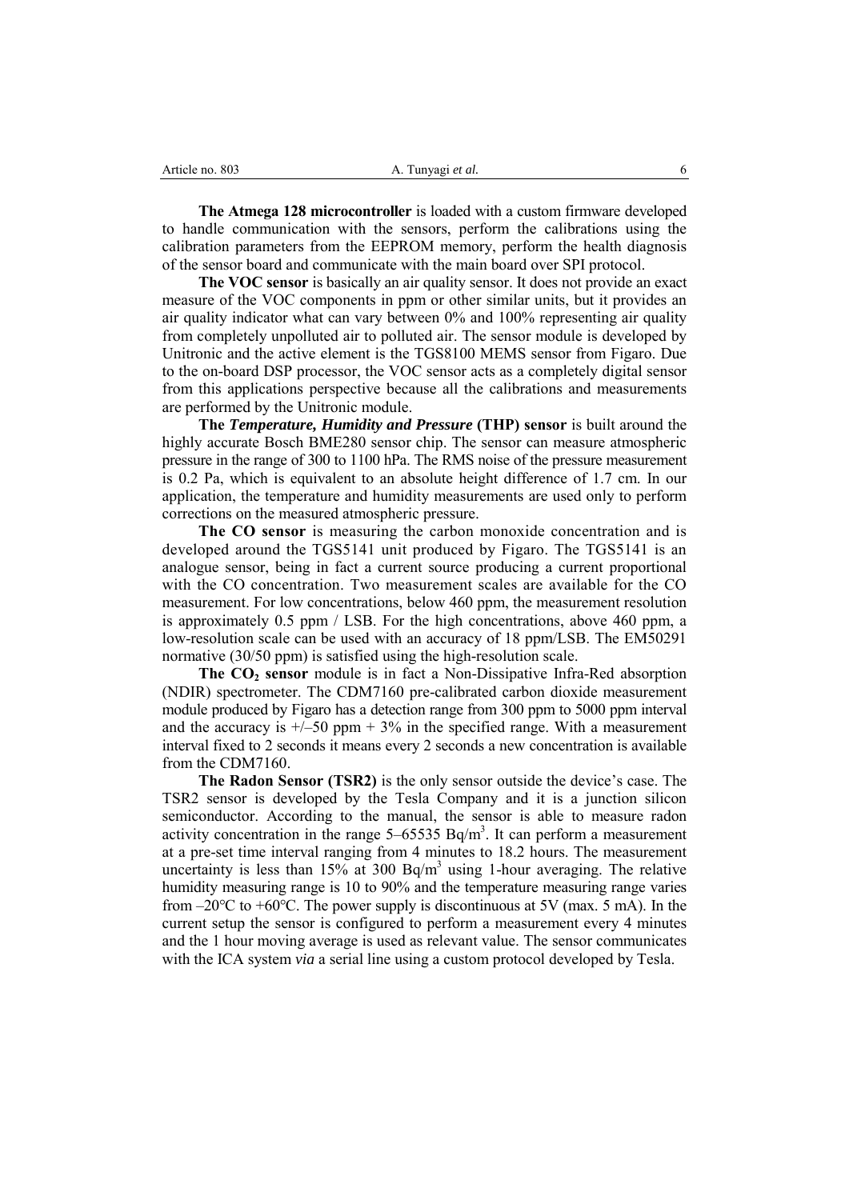**The Atmega 128 microcontroller** is loaded with a custom firmware developed to handle communication with the sensors, perform the calibrations using the calibration parameters from the EEPROM memory, perform the health diagnosis of the sensor board and communicate with the main board over SPI protocol.

**The VOC sensor** is basically an air quality sensor. It does not provide an exact measure of the VOC components in ppm or other similar units, but it provides an air quality indicator what can vary between 0% and 100% representing air quality from completely unpolluted air to polluted air. The sensor module is developed by Unitronic and the active element is the TGS8100 MEMS sensor from Figaro. Due to the on-board DSP processor, the VOC sensor acts as a completely digital sensor from this applications perspective because all the calibrations and measurements are performed by the Unitronic module.

**The *Temperature, Humidity and Pressure* (THP) sensor** is built around the highly accurate Bosch BME280 sensor chip. The sensor can measure atmospheric pressure in the range of 300 to 1100 hPa. The RMS noise of the pressure measurement is 0.2 Pa, which is equivalent to an absolute height difference of 1.7 cm. In our application, the temperature and humidity measurements are used only to perform corrections on the measured atmospheric pressure.

**The CO sensor** is measuring the carbon monoxide concentration and is developed around the TGS5141 unit produced by Figaro. The TGS5141 is an analogue sensor, being in fact a current source producing a current proportional with the CO concentration. Two measurement scales are available for the CO measurement. For low concentrations, below 460 ppm, the measurement resolution is approximately 0.5 ppm / LSB. For the high concentrations, above 460 ppm, a low-resolution scale can be used with an accuracy of 18 ppm/LSB. The EM50291 normative (30/50 ppm) is satisfied using the high-resolution scale.

**The $CO_2$ sensor** module is in fact a Non-Dissipative Infra-Red absorption (NDIR) spectrometer. The CDM7160 pre-calibrated carbon dioxide measurement module produced by Figaro has a detection range from 300 ppm to 5000 ppm interval and the accuracy is +/–50 ppm + 3% in the specified range. With a measurement interval fixed to 2 seconds it means every 2 seconds a new concentration is available from the CDM7160.

**The Radon Sensor (TSR2)** is the only sensor outside the device's case. The TSR2 sensor is developed by the Tesla Company and it is a junction silicon semiconductor. According to the manual, the sensor is able to measure radon activity concentration in the range 5–65535 $Bq/m^3$. It can perform a measurement at a pre-set time interval ranging from 4 minutes to 18.2 hours. The measurement uncertainty is less than 15% at 300 $Bq/m^3$ using 1-hour averaging. The relative humidity measuring range is 10 to 90% and the temperature measuring range varies from –20°C to +60°C. The power supply is discontinuous at 5V (max. 5 mA). In the current setup the sensor is configured to perform a measurement every 4 minutes and the 1 hour moving average is used as relevant value. The sensor communicates with the ICA system *via* a serial line using a custom protocol developed by Tesla.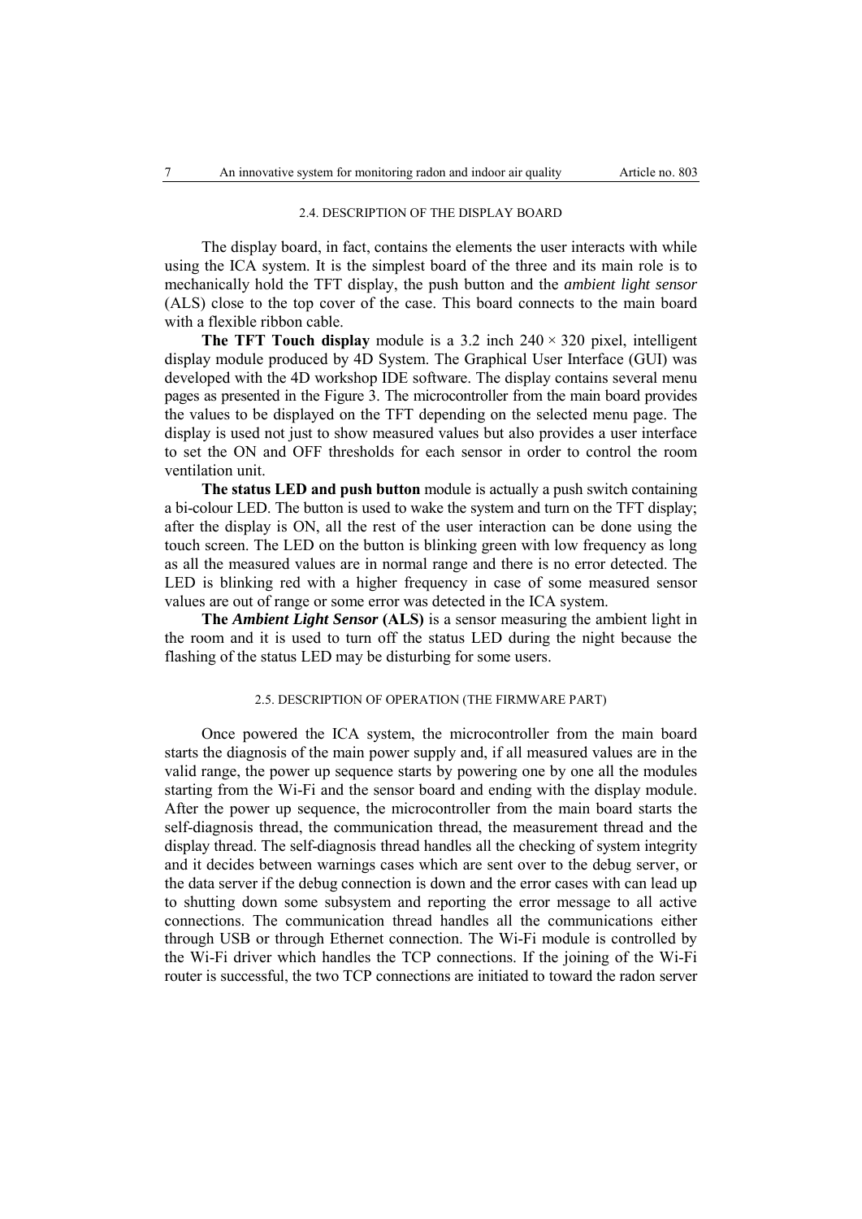## 2.4. DESCRIPTION OF THE DISPLAY BOARD

The display board, in fact, contains the elements the user interacts with while using the ICA system. It is the simplest board of the three and its main role is to mechanically hold the TFT display, the push button and the *ambient light sensor* (ALS) close to the top cover of the case. This board connects to the main board with a flexible ribbon cable.

**The TFT Touch display** module is a 3.2 inch 240 × 320 pixel, intelligent display module produced by 4D System. The Graphical User Interface (GUI) was developed with the 4D workshop IDE software. The display contains several menu pages as presented in the Figure 3. The microcontroller from the main board provides the values to be displayed on the TFT depending on the selected menu page. The display is used not just to show measured values but also provides a user interface to set the ON and OFF thresholds for each sensor in order to control the room ventilation unit.

**The status LED and push button** module is actually a push switch containing a bi-colour LED. The button is used to wake the system and turn on the TFT display; after the display is ON, all the rest of the user interaction can be done using the touch screen. The LED on the button is blinking green with low frequency as long as all the measured values are in normal range and there is no error detected. The LED is blinking red with a higher frequency in case of some measured sensor values are out of range or some error was detected in the ICA system.

**The *Ambient Light Sensor* (ALS)** is a sensor measuring the ambient light in the room and it is used to turn off the status LED during the night because the flashing of the status LED may be disturbing for some users.

## 2.5. DESCRIPTION OF OPERATION (THE FIRMWARE PART)

Once powered the ICA system, the microcontroller from the main board starts the diagnosis of the main power supply and, if all measured values are in the valid range, the power up sequence starts by powering one by one all the modules starting from the Wi-Fi and the sensor board and ending with the display module. After the power up sequence, the microcontroller from the main board starts the self-diagnosis thread, the communication thread, the measurement thread and the display thread. The self-diagnosis thread handles all the checking of system integrity and it decides between warnings cases which are sent over to the debug server, or the data server if the debug connection is down and the error cases with can lead up to shutting down some subsystem and reporting the error message to all active connections. The communication thread handles all the communications either through USB or through Ethernet connection. The Wi-Fi module is controlled by the Wi-Fi driver which handles the TCP connections. If the joining of the Wi-Fi router is successful, the two TCP connections are initiated to toward the radon server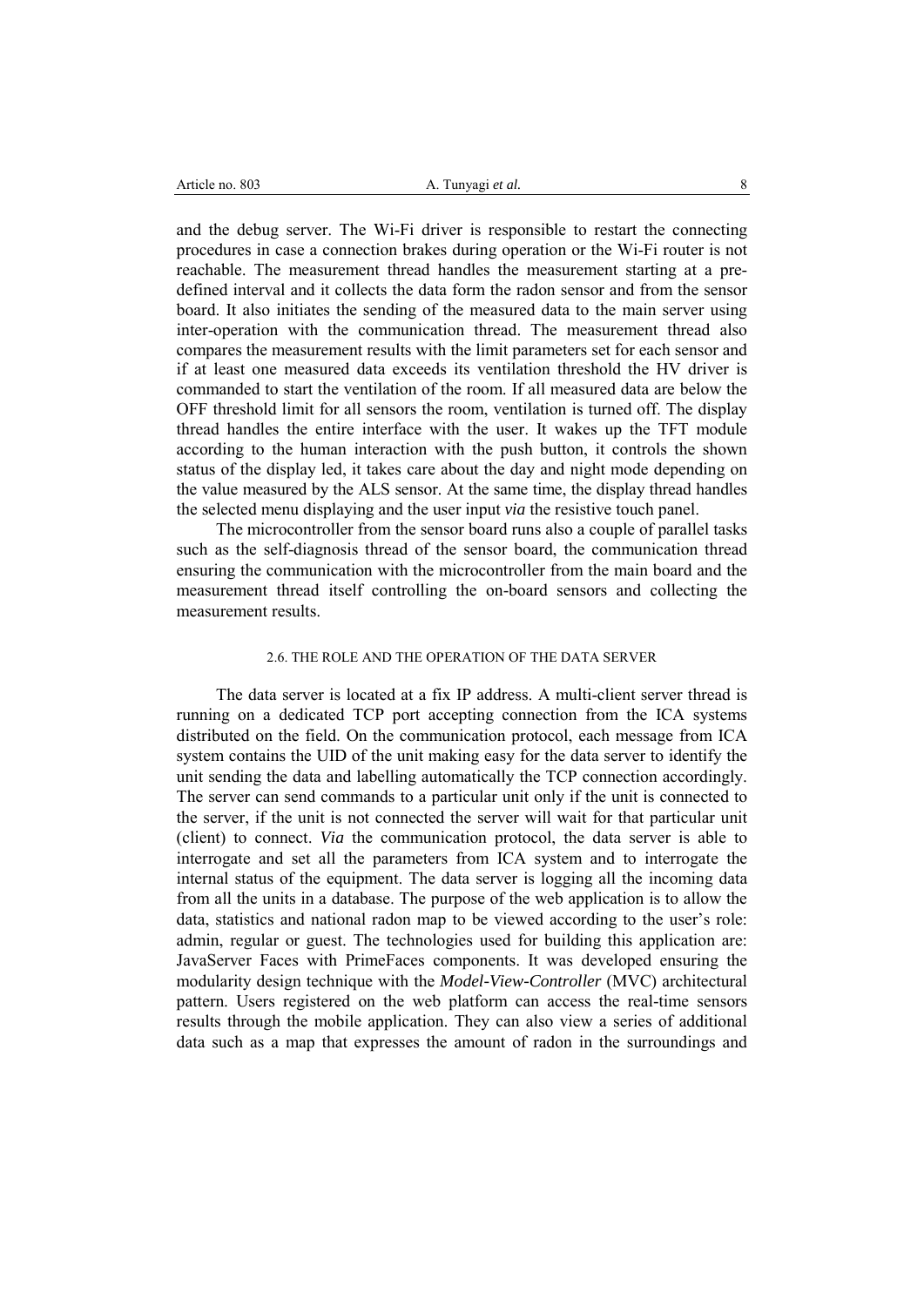and the debug server. The Wi-Fi driver is responsible to restart the connecting procedures in case a connection brakes during operation or the Wi-Fi router is not reachable. The measurement thread handles the measurement starting at a pre-defined interval and it collects the data form the radon sensor and from the sensor board. It also initiates the sending of the measured data to the main server using inter-operation with the communication thread. The measurement thread also compares the measurement results with the limit parameters set for each sensor and if at least one measured data exceeds its ventilation threshold the HV driver is commanded to start the ventilation of the room. If all measured data are below the OFF threshold limit for all sensors the room, ventilation is turned off. The display thread handles the entire interface with the user. It wakes up the TFT module according to the human interaction with the push button, it controls the shown status of the display led, it takes care about the day and night mode depending on the value measured by the ALS sensor. At the same time, the display thread handles the selected menu displaying and the user input *via* the resistive touch panel.

The microcontroller from the sensor board runs also a couple of parallel tasks such as the self-diagnosis thread of the sensor board, the communication thread ensuring the communication with the microcontroller from the main board and the measurement thread itself controlling the on-board sensors and collecting the measurement results.

### 2.6. THE ROLE AND THE OPERATION OF THE DATA SERVER

The data server is located at a fix IP address. A multi-client server thread is running on a dedicated TCP port accepting connection from the ICA systems distributed on the field. On the communication protocol, each message from ICA system contains the UID of the unit making easy for the data server to identify the unit sending the data and labelling automatically the TCP connection accordingly. The server can send commands to a particular unit only if the unit is connected to the server, if the unit is not connected the server will wait for that particular unit (client) to connect. *Via* the communication protocol, the data server is able to interrogate and set all the parameters from ICA system and to interrogate the internal status of the equipment. The data server is logging all the incoming data from all the units in a database. The purpose of the web application is to allow the data, statistics and national radon map to be viewed according to the user's role: admin, regular or guest. The technologies used for building this application are: JavaServer Faces with PrimeFaces components. It was developed ensuring the modularity design technique with the *Model-View-Controller* (MVC) architectural pattern. Users registered on the web platform can access the real-time sensors results through the mobile application. They can also view a series of additional data such as a map that expresses the amount of radon in the surroundings and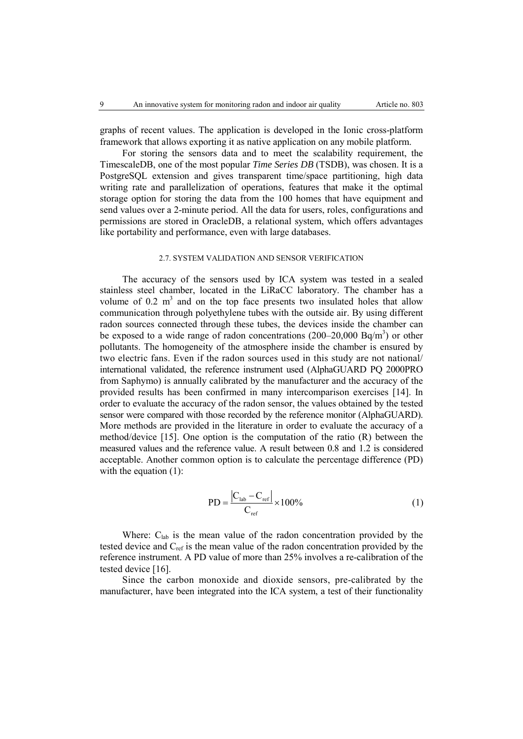graphs of recent values. The application is developed in the Ionic cross-platform framework that allows exporting it as native application on any mobile platform.

For storing the sensors data and to meet the scalability requirement, the TimescaleDB, one of the most popular *Time Series DB* (TSDB), was chosen. It is a PostgreSQL extension and gives transparent time/space partitioning, high data writing rate and parallelization of operations, features that make it the optimal storage option for storing the data from the 100 homes that have equipment and send values over a 2-minute period. All the data for users, roles, configurations and permissions are stored in OracleDB, a relational system, which offers advantages like portability and performance, even with large databases.

### 2.7. SYSTEM VALIDATION AND SENSOR VERIFICATION

The accuracy of the sensors used by ICA system was tested in a sealed stainless steel chamber, located in the LiRaCC laboratory. The chamber has a volume of 0.2 $m^3$ and on the top face presents two insulated holes that allow communication through polyethylene tubes with the outside air. By using different radon sources connected through these tubes, the devices inside the chamber can be exposed to a wide range of radon concentrations (200–20,000 $Bq/m^3$) or other pollutants. The homogeneity of the atmosphere inside the chamber is ensured by two electric fans. Even if the radon sources used in this study are not national/ international validated, the reference instrument used (AlphaGUARD PQ 2000PRO from Saphymo) is annually calibrated by the manufacturer and the accuracy of the provided results has been confirmed in many intercomparison exercises [14]. In order to evaluate the accuracy of the radon sensor, the values obtained by the tested sensor were compared with those recorded by the reference monitor (AlphaGUARD). More methods are provided in the literature in order to evaluate the accuracy of a method/device [15]. One option is the computation of the ratio (R) between the measured values and the reference value. A result between 0.8 and 1.2 is considered acceptable. Another common option is to calculate the percentage difference (PD) with the equation (1):

$$PD = \frac{|C_{lab} - C_{ref}|}{C_{ref}} \times 100\% \tag{1}$$

Where: $C_{lab}$ is the mean value of the radon concentration provided by the tested device and $C_{ref}$ is the mean value of the radon concentration provided by the reference instrument. A PD value of more than 25% involves a re-calibration of the tested device [16].

Since the carbon monoxide and dioxide sensors, pre-calibrated by the manufacturer, have been integrated into the ICA system, a test of their functionality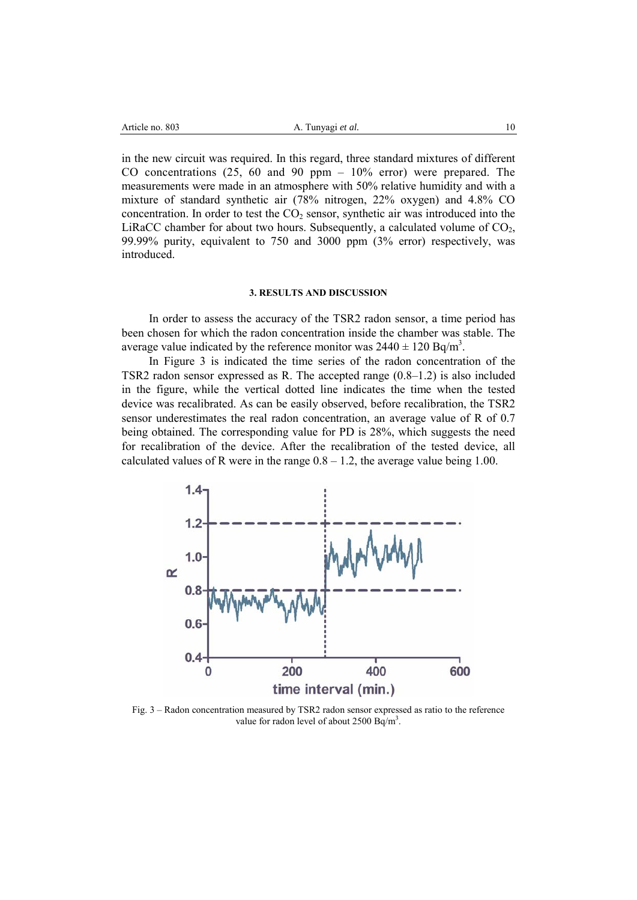in the new circuit was required. In this regard, three standard mixtures of different CO concentrations (25, 60 and 90 ppm – 10% error) were prepared. The measurements were made in an atmosphere with 50% relative humidity and with a mixture of standard synthetic air (78% nitrogen, 22% oxygen) and 4.8% CO concentration. In order to test the $CO_2$ sensor, synthetic air was introduced into the LiRaCC chamber for about two hours. Subsequently, a calculated volume of $CO_2$, 99.99% purity, equivalent to 750 and 3000 ppm (3% error) respectively, was introduced.

## 3. RESULTS AND DISCUSSION

In order to assess the accuracy of the TSR2 radon sensor, a time period has been chosen for which the radon concentration inside the chamber was stable. The average value indicated by the reference monitor was $2440 \pm 120$ Bq/m$^3$.

In Figure 3 is indicated the time series of the radon concentration of the TSR2 radon sensor expressed as R. The accepted range (0.8–1.2) is also included in the figure, while the vertical dotted line indicates the time when the tested device was recalibrated. As can be easily observed, before recalibration, the TSR2 sensor underestimates the real radon concentration, an average value of R of 0.7 being obtained. The corresponding value for PD is 28%, which suggests the need for recalibration of the device. After the recalibration of the tested device, all calculated values of R were in the range 0.8 – 1.2, the average value being 1.00.

Fig. 3 – Radon concentration measured by TSR2 radon sensor expressed as ratio to the reference value for radon level of about 2500 Bq/m$^3$.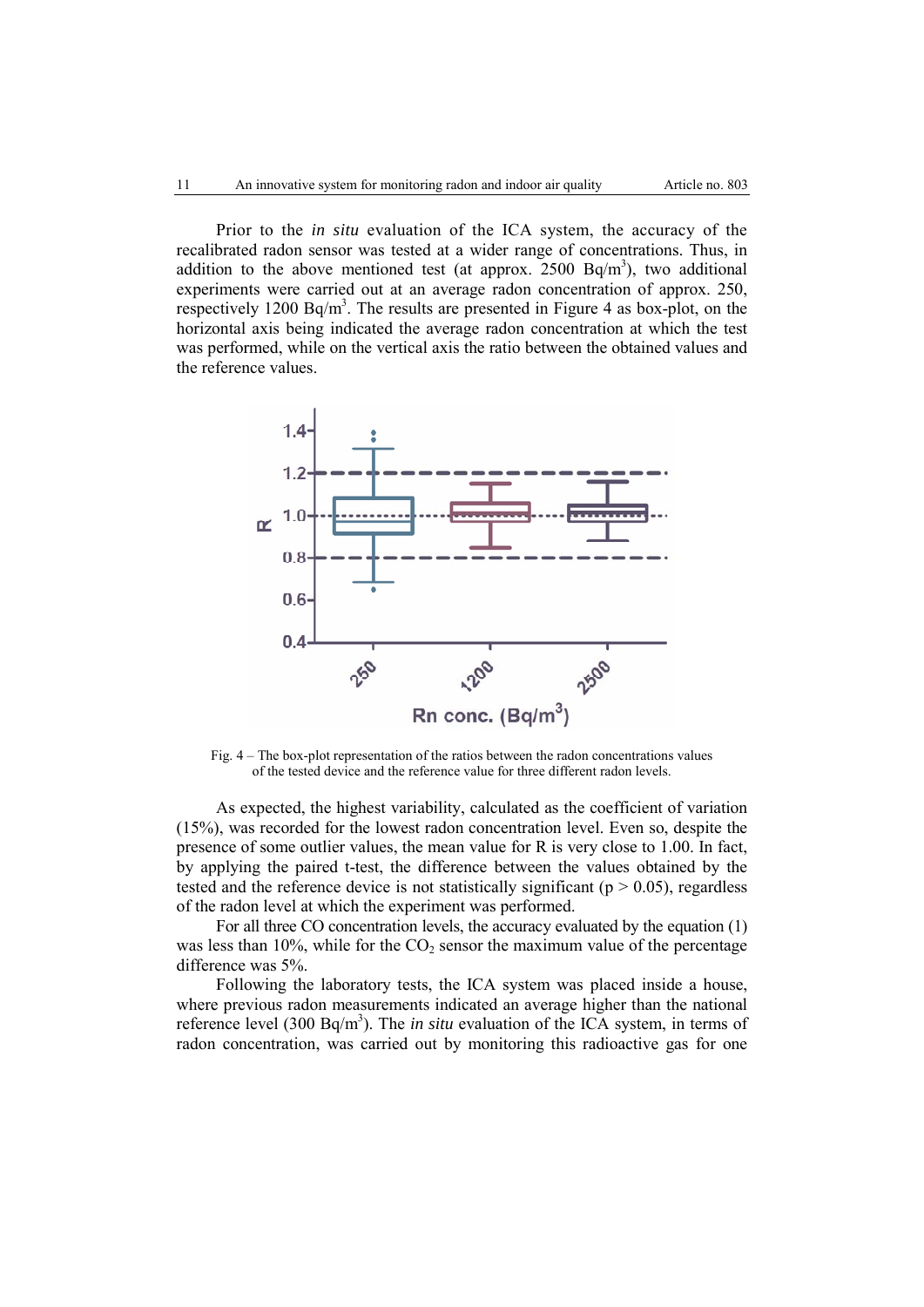Prior to the *in situ* evaluation of the ICA system, the accuracy of the recalibrated radon sensor was tested at a wider range of concentrations. Thus, in addition to the above mentioned test (at approx. 2500 Bq/m$^3$), two additional experiments were carried out at an average radon concentration of approx. 250, respectively 1200 Bq/m$^3$. The results are presented in Figure 4 as box-plot, on the horizontal axis being indicated the average radon concentration at which the test was performed, while on the vertical axis the ratio between the obtained values and the reference values.

Fig. 4 – The box-plot representation of the ratios between the radon concentrations values of the tested device and the reference value for three different radon levels.

As expected, the highest variability, calculated as the coefficient of variation (15%), was recorded for the lowest radon concentration level. Even so, despite the presence of some outlier values, the mean value for R is very close to 1.00. In fact, by applying the paired t-test, the difference between the values obtained by the tested and the reference device is not statistically significant ($p > 0.05$), regardless of the radon level at which the experiment was performed.

For all three CO concentration levels, the accuracy evaluated by the equation (1) was less than 10%, while for the $CO_2$ sensor the maximum value of the percentage difference was 5%.

Following the laboratory tests, the ICA system was placed inside a house, where previous radon measurements indicated an average higher than the national reference level (300 Bq/m$^3$). The *in situ* evaluation of the ICA system, in terms of radon concentration, was carried out by monitoring this radioactive gas for one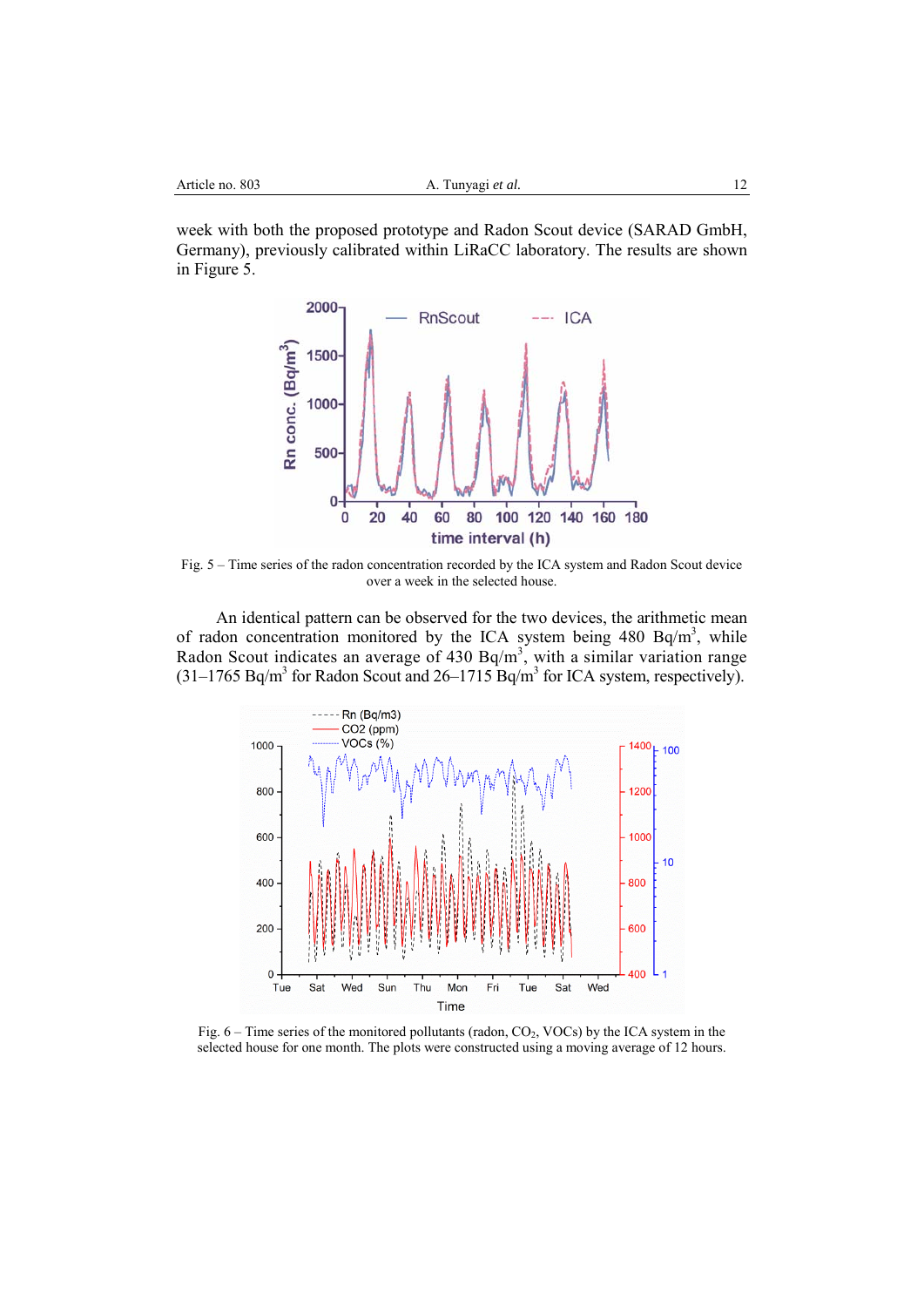week with both the proposed prototype and Radon Scout device (SARAD GmbH, Germany), previously calibrated within LiRaCC laboratory. The results are shown in Figure 5.

Fig. 5 – Time series of the radon concentration recorded by the ICA system and Radon Scout device over a week in the selected house.

An identical pattern can be observed for the two devices, the arithmetic mean of radon concentration monitored by the ICA system being 480 Bq/m$^3$, while Radon Scout indicates an average of 430 Bq/m$^3$, with a similar variation range (31–1765 Bq/m$^3$ for Radon Scout and 26–1715 Bq/m$^3$ for ICA system, respectively).

Fig. 6 – Time series of the monitored pollutants (radon, $CO_2$, VOCs) by the ICA system in the selected house for one month. The plots were constructed using a moving average of 12 hours.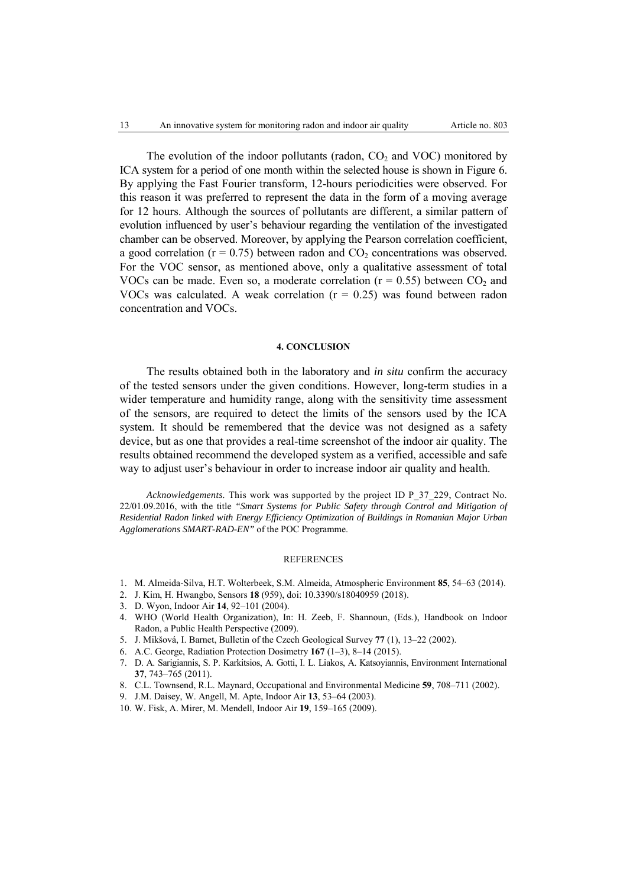The evolution of the indoor pollutants (radon, $CO_2$ and VOC) monitored by ICA system for a period of one month within the selected house is shown in Figure 6. By applying the Fast Fourier transform, 12-hours periodicities were observed. For this reason it was preferred to represent the data in the form of a moving average for 12 hours. Although the sources of pollutants are different, a similar pattern of evolution influenced by user's behaviour regarding the ventilation of the investigated chamber can be observed. Moreover, by applying the Pearson correlation coefficient, a good correlation ($r = 0.75$) between radon and $CO_2$ concentrations was observed. For the VOC sensor, as mentioned above, only a qualitative assessment of total VOCs can be made. Even so, a moderate correlation ($r = 0.55$) between $CO_2$ and VOCs was calculated. A weak correlation ($r = 0.25$) was found between radon concentration and VOCs.

#### 4. CONCLUSION

The results obtained both in the laboratory and *in situ* confirm the accuracy of the tested sensors under the given conditions. However, long-term studies in a wider temperature and humidity range, along with the sensitivity time assessment of the sensors, are required to detect the limits of the sensors used by the ICA system. It should be remembered that the device was not designed as a safety device, but as one that provides a real-time screenshot of the indoor air quality. The results obtained recommend the developed system as a verified, accessible and safe way to adjust user's behaviour in order to increase indoor air quality and health.

*Acknowledgements.* This work was supported by the project ID P_37_229, Contract No. 22/01.09.2016, with the title *"Smart Systems for Public Safety through Control and Mitigation of Residential Radon linked with Energy Efficiency Optimization of Buildings in Romanian Major Urban Agglomerations SMART-RAD-EN"* of the POC Programme.

#### REFERENCES

1. M. Almeida-Silva, H.T. Wolterbeek, S.M. Almeida, Atmospheric Environment **85**, 54–63 (2014).
2. J. Kim, H. Hwangbo, Sensors **18** (959), doi: 10.3390/s18040959 (2018).
3. D. Wyon, Indoor Air **14**, 92–101 (2004).
4. WHO (World Health Organization), In: H. Zeeb, F. Shannoun, (Eds.), Handbook on Indoor Radon, a Public Health Perspective (2009).
5. J. Mikšová, I. Barnet, Bulletin of the Czech Geological Survey **77** (1), 13–22 (2002).
6. A.C. George, Radiation Protection Dosimetry **167** (1–3), 8–14 (2015).
7. D. A. Sarigiannis, S. P. Karkitsios, A. Gotti, I. L. Liakos, A. Katsoyiannis, Environment International **37**, 743–765 (2011).
8. C.L. Townsend, R.L. Maynard, Occupational and Environmental Medicine **59**, 708–711 (2002).
9. J.M. Daisey, W. Angell, M. Apte, Indoor Air **13**, 53–64 (2003).
10. W. Fisk, A. Mirer, M. Mendell, Indoor Air **19**, 159–165 (2009).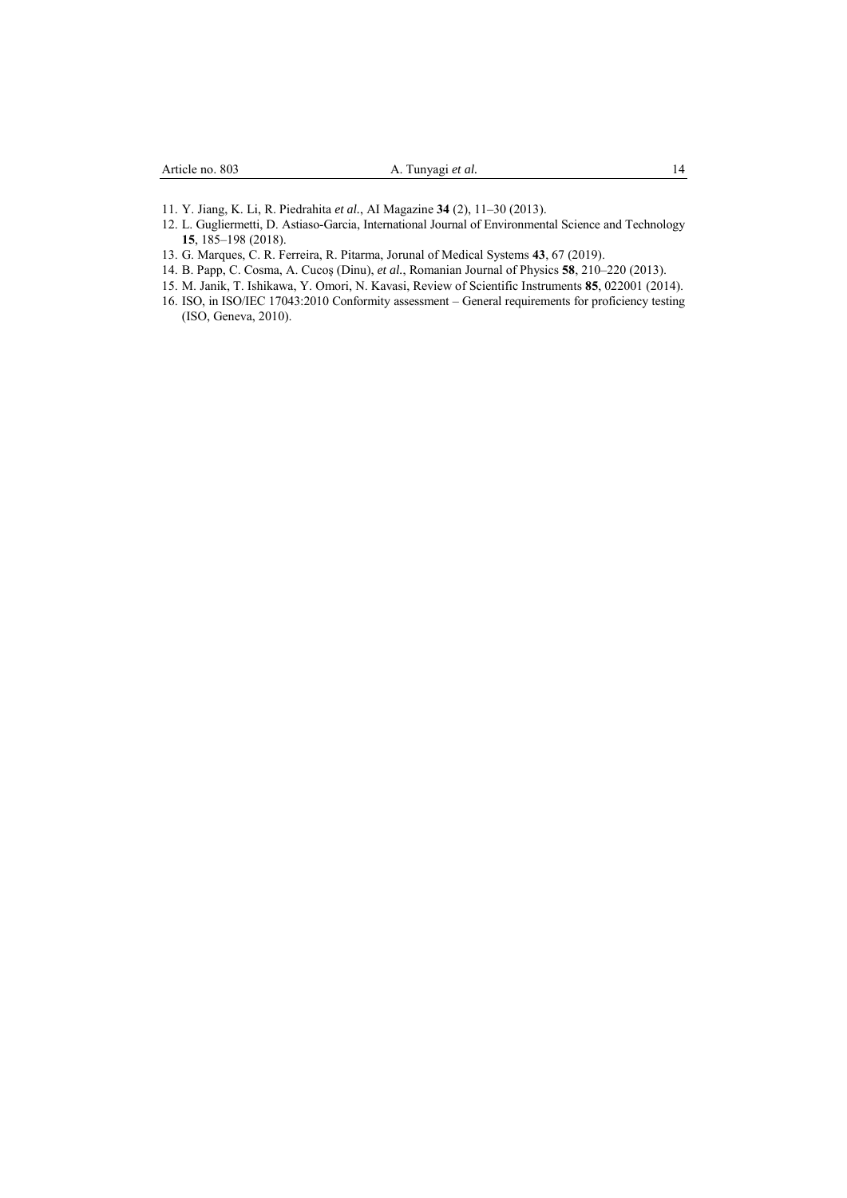11. Y. Jiang, K. Li, R. Piedrahita *et al.*, AI Magazine **34** (2), 11–30 (2013).
12. L. Gugliermetti, D. Astiaso-Garcia, International Journal of Environmental Science and Technology **15**, 185–198 (2018).
13. G. Marques, C. R. Ferreira, R. Pitarma, Jorunal of Medical Systems **43**, 67 (2019).
14. B. Papp, C. Cosma, A. Cucoş (Dinu), *et al.*, Romanian Journal of Physics **58**, 210–220 (2013).
15. M. Janik, T. Ishikawa, Y. Omori, N. Kavasi, Review of Scientific Instruments **85**, 022001 (2014).
16. ISO, in ISO/IEC 17043:2010 Conformity assessment – General requirements for proficiency testing (ISO, Geneva, 2010).